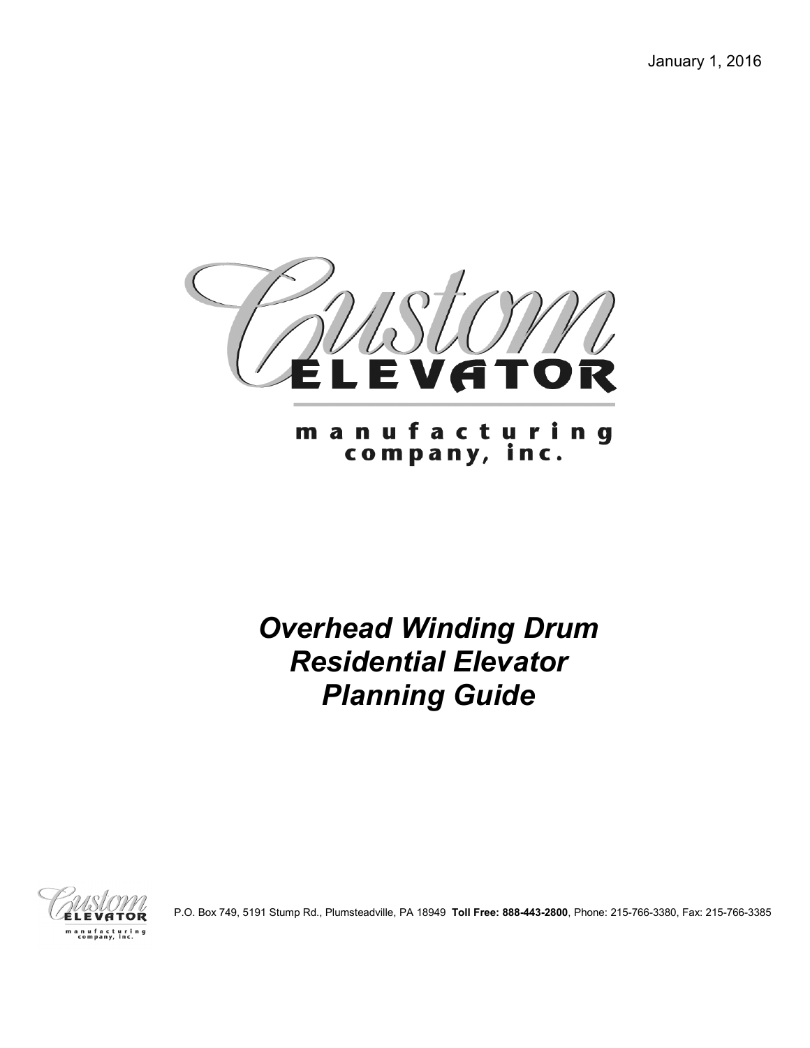January 1, 2016

Custom ELEVATOR

manufacturing company, inc.

# *Overhead Winding Drum Residential Elevator Planning Guide*

P.O. Box 749, 5191 Stump Rd., Plumsteadville, PA 18949 **Toll Free: 888-443-2800**, Phone: 215-766-3380, Fax: 215-766-3385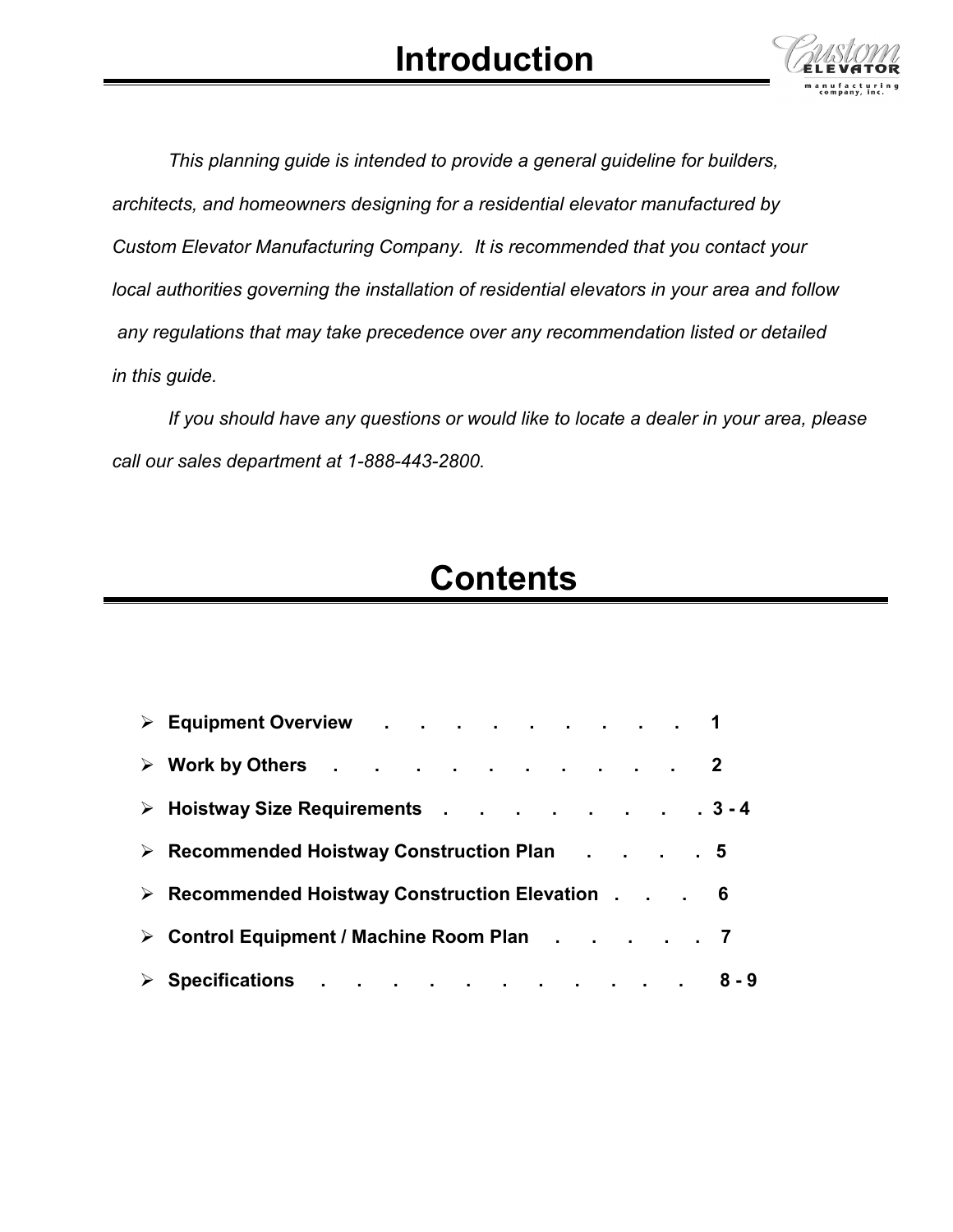# Introduction

*This planning guide is intended to provide a general guideline for builders, architects, and homeowners designing for a residential elevator manufactured by Custom Elevator Manufacturing Company. It is recommended that you contact your local authorities governing the installation of residential elevators in your area and follow any regulations that may take precedence over any recommendation listed or detailed in this guide.*

*If you should have any questions or would like to locate a dealer in your area, please call our sales department at 1-888-443-2800.*

# Contents

- **Equipment Overview . . . . . . . . . . . 1**
- **Work by Others . . . . . . . . . . . 2**
- **Hoistway Size Requirements . . . . . . . . . 3 - 4**
- **Recommended Hoistway Construction Plan . . . . . 5**
- **Recommended Hoistway Construction Elevation . . . . 6**
- **Control Equipment / Machine Room Plan . . . . . . 7**
- **Specifications . . . . . . . . . . . . . 8 - 9**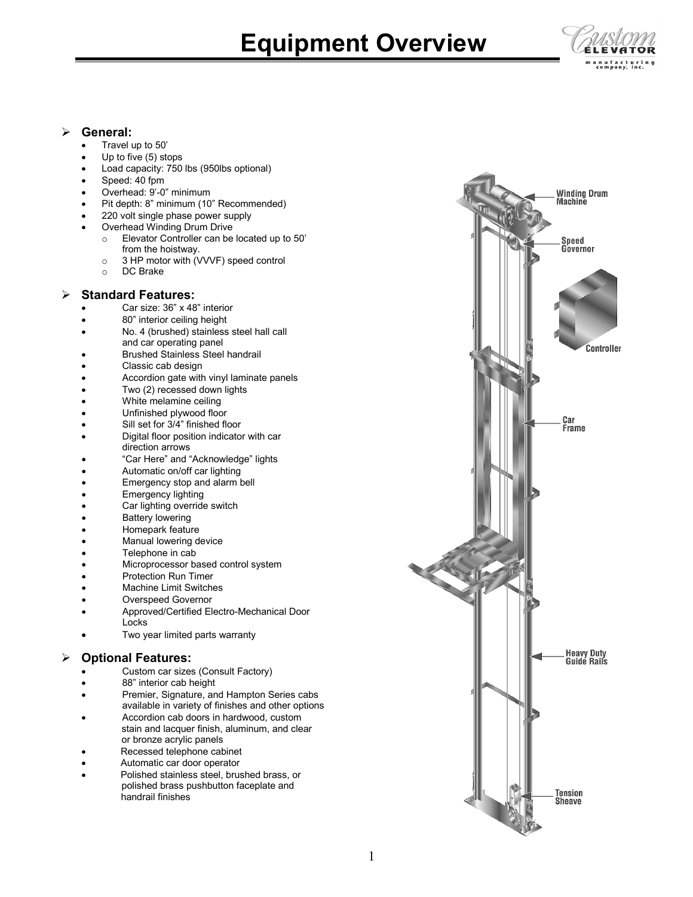# Equipment Overview

## General:

- Travel up to 50'
- Up to five (5) stops
- Load capacity: 750 lbs (950lbs optional)
- Speed: 40 fpm
- Overhead: 9'-0" minimum
- Pit depth: 8" minimum (10" Recommended)
- 220 volt single phase power supply
- Overhead Winding Drum Drive
  - Elevator Controller can be located up to 50' from the hoistway.
  - 3 HP motor with (VVVF) speed control
  - DC Brake

## Standard Features:

- Car size: 36" x 48" interior
- 80" interior ceiling height
- No. 4 (brushed) stainless steel hall call and car operating panel
- Brushed Stainless Steel handrail
- Classic cab design
- Accordion gate with vinyl laminate panels
- Two (2) recessed down lights
- White melamine ceiling
- Unfinished plywood floor
- Sill set for 3/4" finished floor
- Digital floor position indicator with car direction arrows
- "Car Here" and "Acknowledge" lights
- Automatic on/off car lighting
- Emergency stop and alarm bell
- Emergency lighting
- Car lighting override switch
- Battery lowering
- Homepark feature
- Manual lowering device
- Telephone in cab
- Microprocessor based control system
- Protection Run Timer
- Machine Limit Switches
- Overspeed Governor
- Approved/Certified Electro-Mechanical Door Locks
- Two year limited parts warranty

## Optional Features:

- Custom car sizes (Consult Factory)
- 88" interior cab height
- Premier, Signature, and Hampton Series cabs available in variety of finishes and other options
- Accordion cab doors in hardwood, custom stain and lacquer finish, aluminum, and clear or bronze acrylic panels
- Recessed telephone cabinet
- Automatic car door operator
- Polished stainless steel, brushed brass, or polished brass pushbutton faceplate and handrail finishes

Winding Drum Machine

Speed Governor

Controller

Car Frame

Heavy Duty Guide Rails

Tension Sheave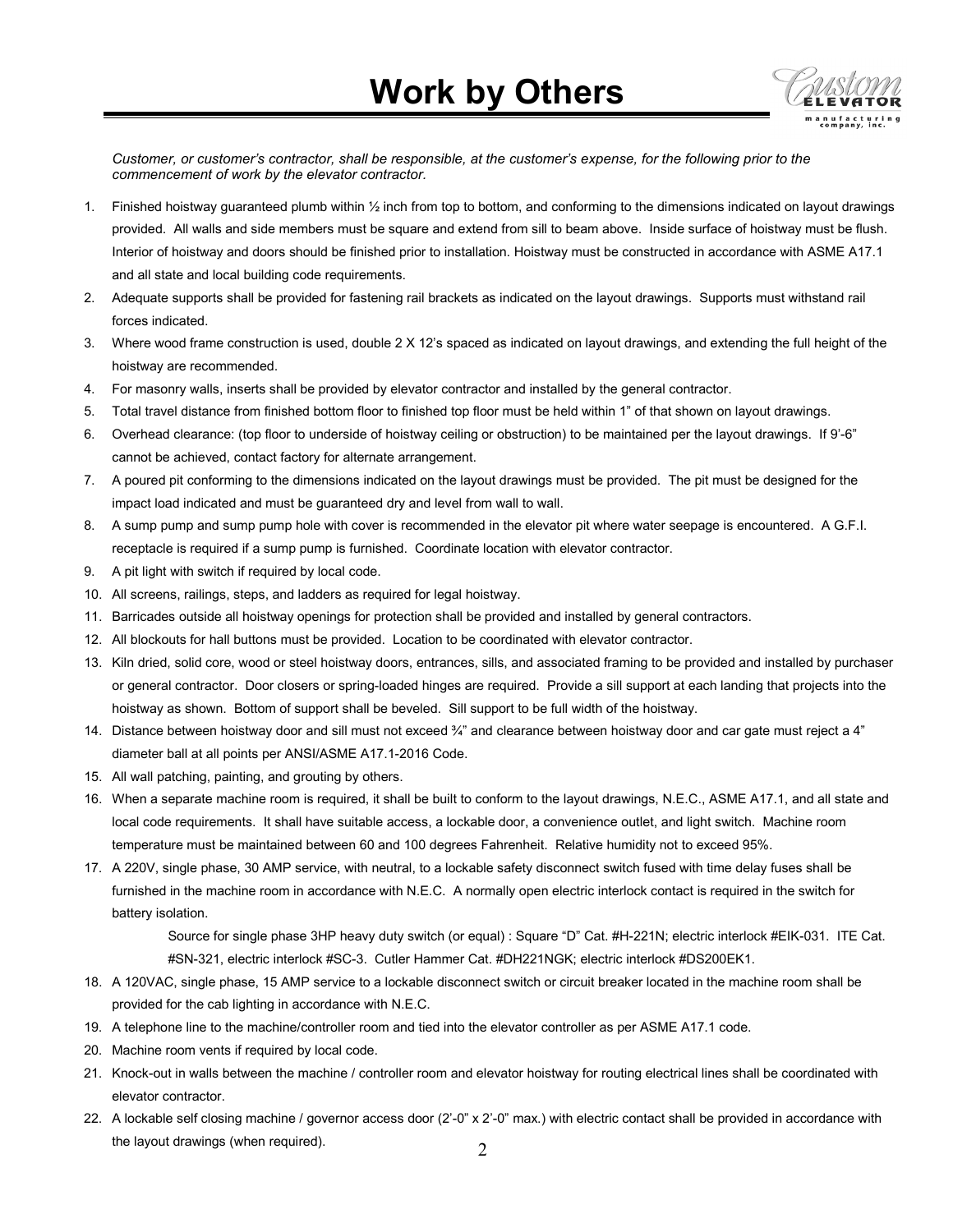# Work by Others

*Customer, or customer's contractor, shall be responsible, at the customer's expense, for the following prior to the commencement of work by the elevator contractor.*

1. Finished hoistway guaranteed plumb within ½ inch from top to bottom, and conforming to the dimensions indicated on layout drawings provided. All walls and side members must be square and extend from sill to beam above. Inside surface of hoistway must be flush. Interior of hoistway and doors should be finished prior to installation. Hoistway must be constructed in accordance with ASME A17.1 and all state and local building code requirements.
2. Adequate supports shall be provided for fastening rail brackets as indicated on the layout drawings. Supports must withstand rail forces indicated.
3. Where wood frame construction is used, double 2 X 12's spaced as indicated on layout drawings, and extending the full height of the hoistway are recommended.
4. For masonry walls, inserts shall be provided by elevator contractor and installed by the general contractor.
5. Total travel distance from finished bottom floor to finished top floor must be held within 1" of that shown on layout drawings.
6. Overhead clearance: (top floor to underside of hoistway ceiling or obstruction) to be maintained per the layout drawings. If 9'-6" cannot be achieved, contact factory for alternate arrangement.
7. A poured pit conforming to the dimensions indicated on the layout drawings must be provided. The pit must be designed for the impact load indicated and must be guaranteed dry and level from wall to wall.
8. A sump pump and sump pump hole with cover is recommended in the elevator pit where water seepage is encountered. A G.F.I. receptacle is required if a sump pump is furnished. Coordinate location with elevator contractor.
9. A pit light with switch if required by local code.
10. All screens, railings, steps, and ladders as required for legal hoistway.
11. Barricades outside all hoistway openings for protection shall be provided and installed by general contractors.
12. All blockouts for hall buttons must be provided. Location to be coordinated with elevator contractor.
13. Kiln dried, solid core, wood or steel hoistway doors, entrances, sills, and associated framing to be provided and installed by purchaser or general contractor. Door closers or spring-loaded hinges are required. Provide a sill support at each landing that projects into the hoistway as shown. Bottom of support shall be beveled. Sill support to be full width of the hoistway.
14. Distance between hoistway door and sill must not exceed ¾" and clearance between hoistway door and car gate must reject a 4" diameter ball at all points per ANSI/ASME A17.1-2016 Code.
15. All wall patching, painting, and grouting by others.
16. When a separate machine room is required, it shall be built to conform to the layout drawings, N.E.C., ASME A17.1, and all state and local code requirements. It shall have suitable access, a lockable door, a convenience outlet, and light switch. Machine room temperature must be maintained between 60 and 100 degrees Fahrenheit. Relative humidity not to exceed 95%.
17. A 220V, single phase, 30 AMP service, with neutral, to a lockable safety disconnect switch fused with time delay fuses shall be furnished in the machine room in accordance with N.E.C. A normally open electric interlock contact is required in the switch for battery isolation.

    Source for single phase 3HP heavy duty switch (or equal) : Square "D" Cat. #H-221N; electric interlock #EIK-031. ITE Cat. #SN-321, electric interlock #SC-3. Cutler Hammer Cat. #DH221NGK; electric interlock #DS200EK1.
18. A 120VAC, single phase, 15 AMP service to a lockable disconnect switch or circuit breaker located in the machine room shall be provided for the cab lighting in accordance with N.E.C.
19. A telephone line to the machine/controller room and tied into the elevator controller as per ASME A17.1 code.
20. Machine room vents if required by local code.
21. Knock-out in walls between the machine / controller room and elevator hoistway for routing electrical lines shall be coordinated with elevator contractor.
22. A lockable self closing machine / governor access door (2'-0" x 2'-0" max.) with electric contact shall be provided in accordance with the layout drawings (when required).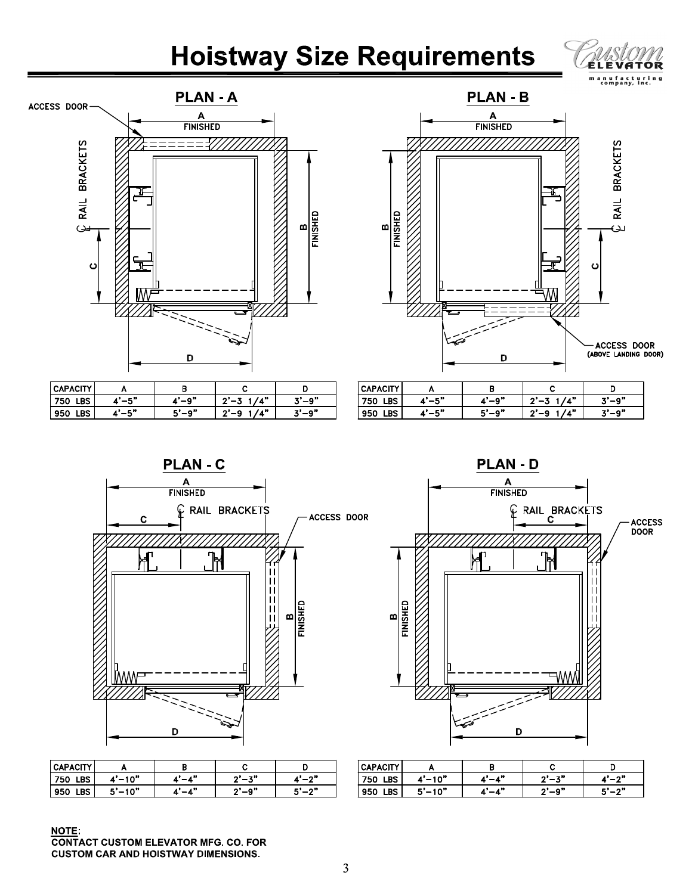# Hoistway Size Requirements

## PLAN - A

ACCESS DOOR

A FINISHED

B FINISHED

C

D

℄ RAIL BRACKETS

| CAPACITY | A | B | C | D |
|---|---|---|---|---|
| 750 LBS | 4'–5" | 4'–9" | 2'–3 1/4" | 3'–9" |
| 950 LBS | 4'–5" | 5'–9" | 2'–9 1/4" | 3'–9" |

## PLAN - B

A FINISHED

B FINISHED

C

D

℄ RAIL BRACKETS

ACCESS DOOR (ABOVE LANDING DOOR)

| CAPACITY | A | B | C | D |
|---|---|---|---|---|
| 750 LBS | 4'–5" | 4'–9" | 2'–3 1/4" | 3'–9" |
| 950 LBS | 4'–5" | 5'–9" | 2'–9 1/4" | 3'–9" |

## PLAN - C

A FINISHED

C

℄ RAIL BRACKETS

ACCESS DOOR

B FINISHED

D

| CAPACITY | A | B | C | D |
|---|---|---|---|---|
| 750 LBS | 4'–10" | 4'–4" | 2'–3" | 4'–2" |
| 950 LBS | 5'–10" | 4'–4" | 2'–9" | 5'–2" |

## PLAN - D

A FINISHED

℄ RAIL BRACKETS

C

ACCESS DOOR

B FINISHED

D

| CAPACITY | A | B | C | D |
|---|---|---|---|---|
| 750 LBS | 4'–10" | 4'–4" | 2'–3" | 4'–2" |
| 950 LBS | 5'–10" | 4'–4" | 2'–9" | 5'–2" |

**NOTE:**
**CONTACT CUSTOM ELEVATOR MFG. CO. FOR CUSTOM CAR AND HOISTWAY DIMENSIONS.**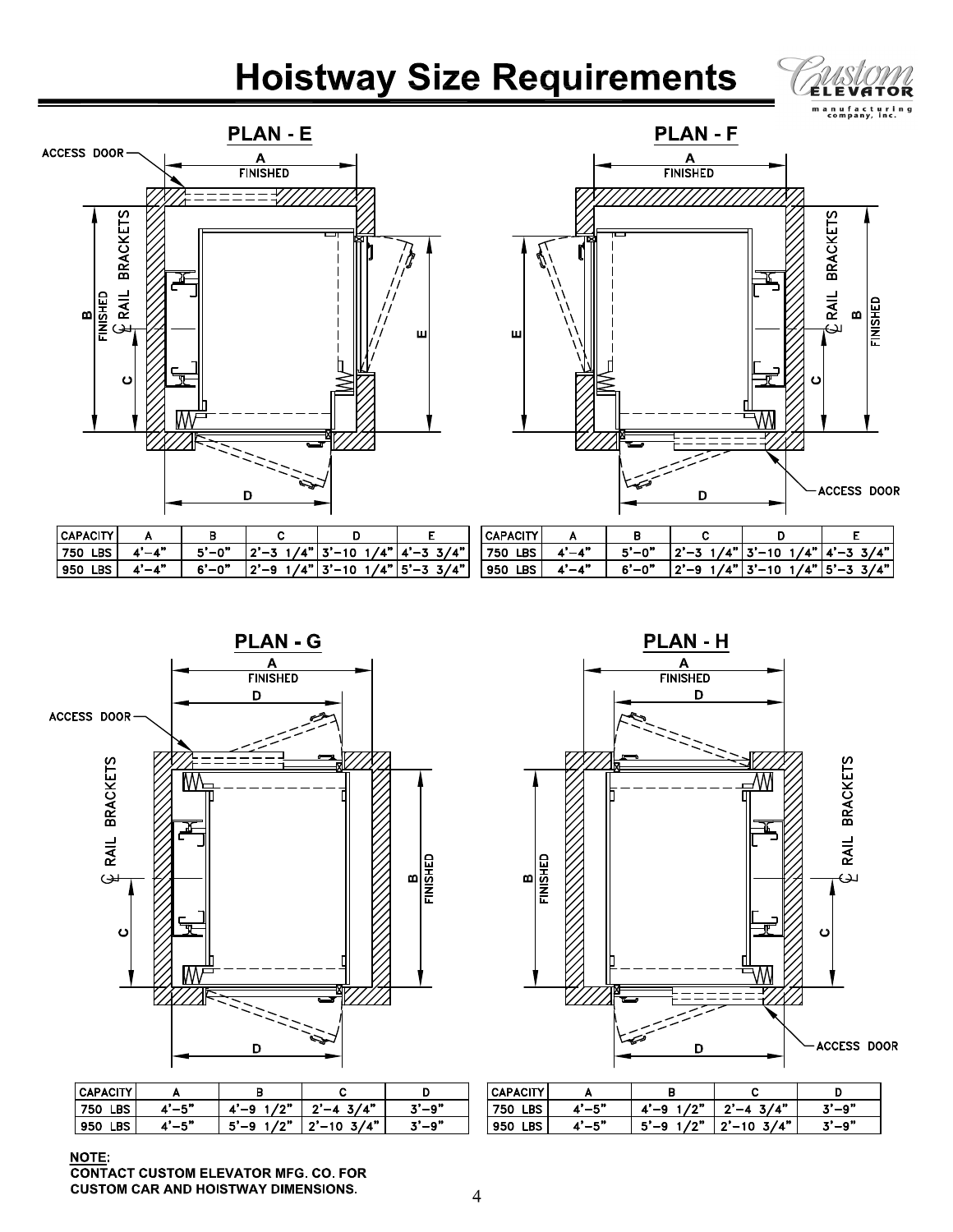# Hoistway Size Requirements

## PLAN - E

ACCESS DOOR

A FINISHED

B FINISHED

℄ RAIL BRACKETS

C

D

E

| CAPACITY | A | B | C | D | E |
|---|---|---|---|---|---|
| 750 LBS | 4'–4" | 5'–0" | 2'–3 1/4" | 3'–10 1/4" | 4'–3 3/4" |
| 950 LBS | 4'–4" | 6'–0" | 2'–9 1/4" | 3'–10 1/4" | 5'–3 3/4" |

## PLAN - F

A FINISHED

B FINISHED

℄ RAIL BRACKETS

C

D

E

ACCESS DOOR

| CAPACITY | A | B | C | D | E |
|---|---|---|---|---|---|
| 750 LBS | 4'–4" | 5'–0" | 2'–3 1/4" | 3'–10 1/4" | 4'–3 3/4" |
| 950 LBS | 4'–4" | 6'–0" | 2'–9 1/4" | 3'–10 1/4" | 5'–3 3/4" |

## PLAN - G

A FINISHED

D

ACCESS DOOR

℄ RAIL BRACKETS

B FINISHED

C

D

| CAPACITY | A | B | C | D |
|---|---|---|---|---|
| 750 LBS | 4'–5" | 4'–9 1/2" | 2'–4 3/4" | 3'–9" |
| 950 LBS | 4'–5" | 5'–9 1/2" | 2'–10 3/4" | 3'–9" |

## PLAN - H

A FINISHED

D

B FINISHED

℄ RAIL BRACKETS

C

D

ACCESS DOOR

| CAPACITY | A | B | C | D |
|---|---|---|---|---|
| 750 LBS | 4'–5" | 4'–9 1/2" | 2'–4 3/4" | 3'–9" |
| 950 LBS | 4'–5" | 5'–9 1/2" | 2'–10 3/4" | 3'–9" |

**NOTE:**
**CONTACT CUSTOM ELEVATOR MFG. CO. FOR CUSTOM CAR AND HOISTWAY DIMENSIONS.**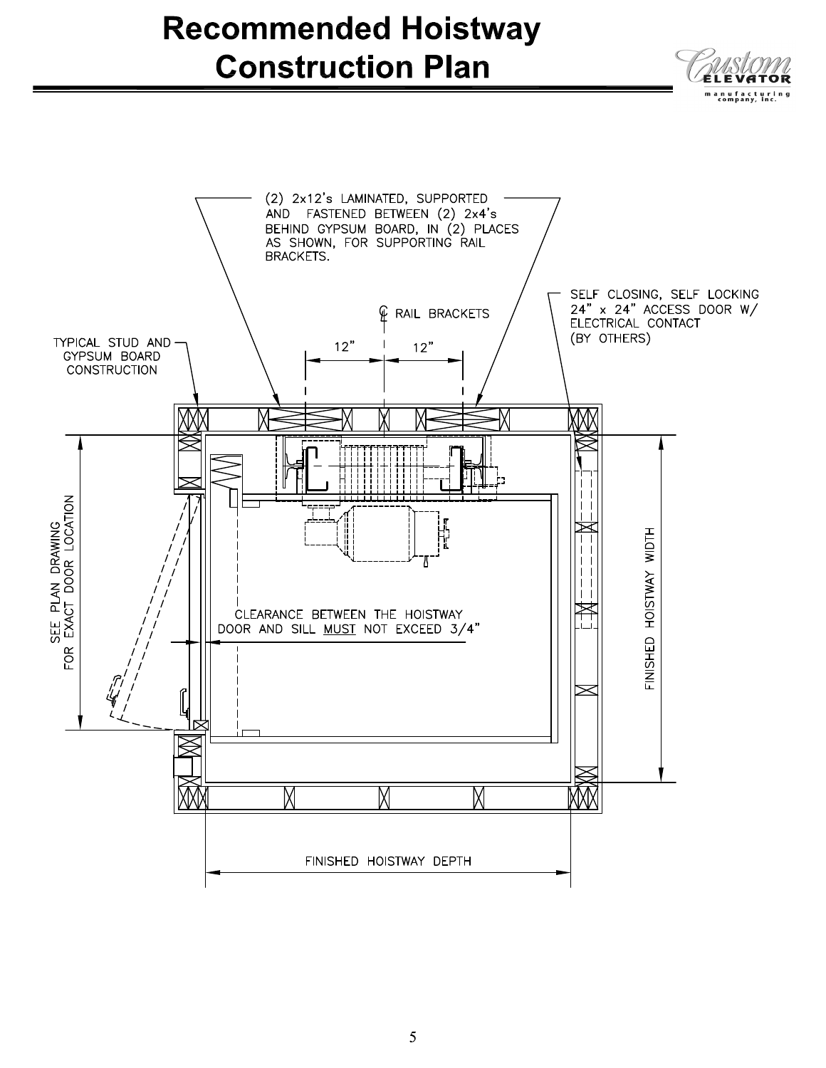# Recommended Hoistway Construction Plan

(2) 2x12's LAMINATED, SUPPORTED AND FASTENED BETWEEN (2) 2x4's BEHIND GYPSUM BOARD, IN (2) PLACES AS SHOWN, FOR SUPPORTING RAIL BRACKETS.

SELF CLOSING, SELF LOCKING 24" x 24" ACCESS DOOR W/ ELECTRICAL CONTACT (BY OTHERS)

℄ RAIL BRACKETS

12" 12"

TYPICAL STUD AND GYPSUM BOARD CONSTRUCTION

SEE PLAN DRAWING FOR EXACT DOOR LOCATION

CLEARANCE BETWEEN THE HOISTWAY DOOR AND SILL MUST NOT EXCEED 3/4"

FINISHED HOISTWAY WIDTH

FINISHED HOISTWAY DEPTH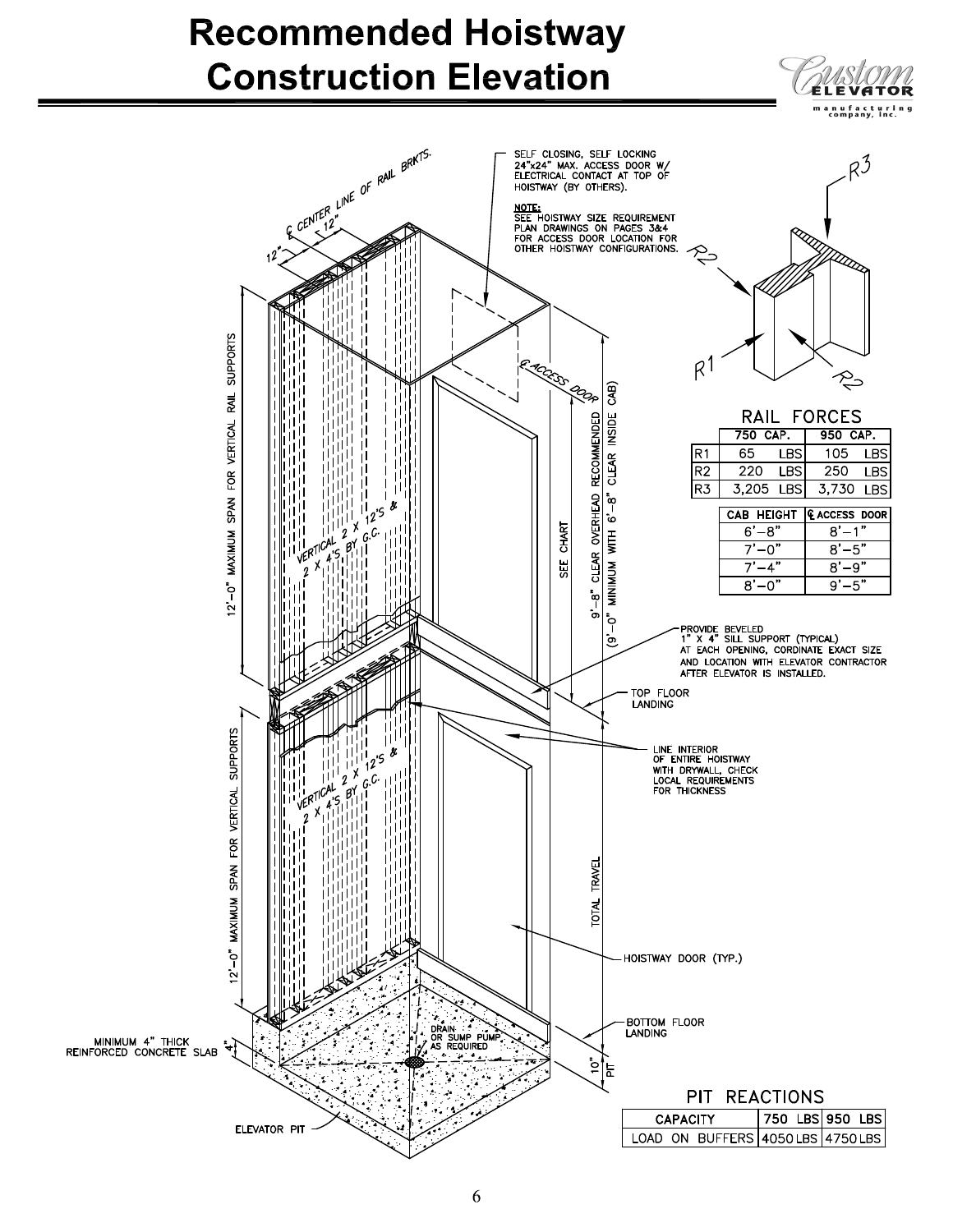# Recommended Hoistway Construction Elevation

SELF CLOSING, SELF LOCKING 24"x24" MAX. ACCESS DOOR W/ ELECTRICAL CONTACT AT TOP OF HOISTWAY (BY OTHERS).

**NOTE:** SEE HOISTWAY SIZE REQUIREMENT PLAN DRAWINGS ON PAGES 3&4 FOR ACCESS DOOR LOCATION FOR OTHER HOISTWAY CONFIGURATIONS.

℄ CENTER LINE OF RAIL BRKTS.

12" 12"

12'-0" MAXIMUM SPAN FOR VERTICAL RAIL SUPPORTS

VERTICAL 2 X 12'S & 2 X 4'S BY G.C.

℄ ACCESS DOOR

SEE CHART

9'-8" CLEAR OVERHEAD RECOMMENDED (9'-0" MINIMUM WITH 6'-8" CLEAR INSIDE CAB)

PROVIDE BEVELED 1" X 4" SILL SUPPORT (TYPICAL) AT EACH OPENING, CORDINATE EXACT SIZE AND LOCATION WITH ELEVATOR CONTRACTOR AFTER ELEVATOR IS INSTALLED.

TOP FLOOR LANDING

LINE INTERIOR OF ENTIRE HOISTWAY WITH DRYWALL, CHECK LOCAL REQUIREMENTS FOR THICKNESS

TOTAL TRAVEL

HOISTWAY DOOR (TYP.)

BOTTOM FLOOR LANDING

DRAIN OR SUMP PUMP AS REQUIRED

MINIMUM 4" THICK REINFORCED CONCRETE SLAB

10" PIT

ELEVATOR PIT

R1 R2 R3

RAIL FORCES

| | 750 CAP. | 950 CAP. |
|---|---|---|
| R1 | 65 LBS | 105 LBS |
| R2 | 220 LBS | 250 LBS |
| R3 | 3,205 LBS | 3,730 LBS |

| CAB HEIGHT | ℄ ACCESS DOOR |
|---|---|
| 6'-8" | 8'-1" |
| 7'-0" | 8'-5" |
| 7'-4" | 8'-9" |
| 8'-0" | 9'-5" |

PIT REACTIONS

| CAPACITY | 750 LBS | 950 LBS |
|---|---|---|
| LOAD ON BUFFERS | 4050 LBS | 4750 LBS |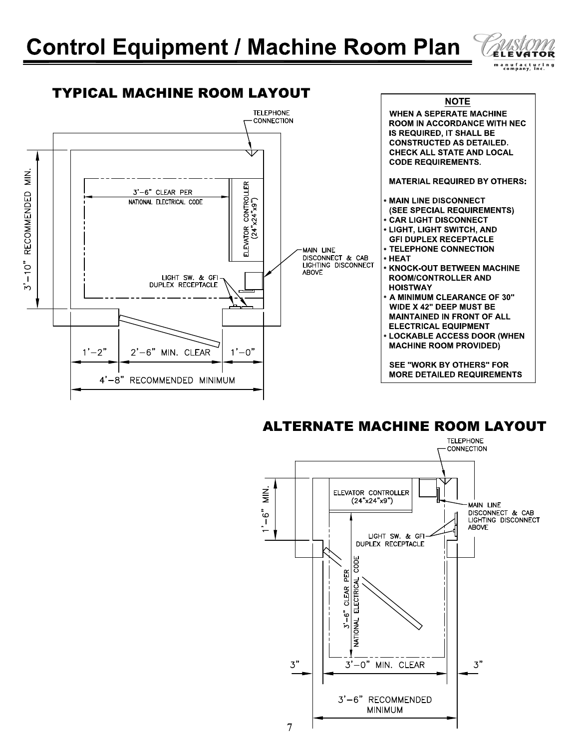# Control Equipment / Machine Room Plan

## TYPICAL MACHINE ROOM LAYOUT

TELEPHONE CONNECTION

3'-6" CLEAR PER NATIONAL ELECTRICAL CODE

ELEVATOR CONTROLLER (24"x24"x9")

MAIN LINE DISCONNECT & CAB LIGHTING DISCONNECT ABOVE

LIGHT SW. & GFI DUPLEX RECEPTACLE

3'-10" RECOMMENDED MIN.

1'-2" 2'-6" MIN. CLEAR 1'-0"

4'-8" RECOMMENDED MINIMUM

**NOTE**

**WHEN A SEPERATE MACHINE ROOM IN ACCORDANCE WITH NEC IS REQUIRED, IT SHALL BE CONSTRUCTED AS DETAILED. CHECK ALL STATE AND LOCAL CODE REQUIREMENTS.**

**MATERIAL REQUIRED BY OTHERS:**

- **MAIN LINE DISCONNECT (SEE SPECIAL REQUIREMENTS)**
- **CAR LIGHT DISCONNECT**
- **LIGHT, LIGHT SWITCH, AND GFI DUPLEX RECEPTACLE**
- **TELEPHONE CONNECTION**
- **HEAT**
- **KNOCK-OUT BETWEEN MACHINE ROOM/CONTROLLER AND HOISTWAY**
- **A MINIMUM CLEARANCE OF 30" WIDE X 42" DEEP MUST BE MAINTAINED IN FRONT OF ALL ELECTRICAL EQUIPMENT**
- **LOCKABLE ACCESS DOOR (WHEN MACHINE ROOM PROVIDED)**

**SEE "WORK BY OTHERS" FOR MORE DETAILED REQUIREMENTS**

## ALTERNATE MACHINE ROOM LAYOUT

TELEPHONE CONNECTION

ELEVATOR CONTROLLER (24"x24"x9")

MAIN LINE DISCONNECT & CAB LIGHTING DISCONNECT ABOVE

LIGHT SW. & GFI DUPLEX RECEPTACLE

1'-6" MIN.

3'-6" CLEAR PER NATIONAL ELECTRICAL CODE

3" 3'-0" MIN. CLEAR 3"

3'-6" RECOMMENDED MINIMUM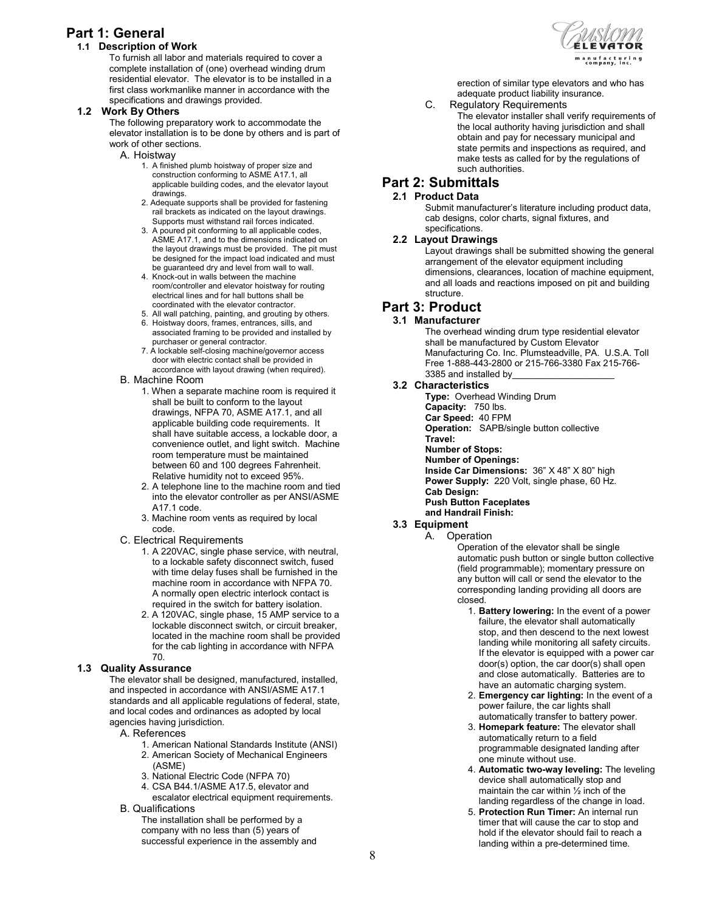# Part 1: General

## 1.1 Description of Work

To furnish all labor and materials required to cover a complete installation of (one) overhead winding drum residential elevator. The elevator is to be installed in a first class workmanlike manner in accordance with the specifications and drawings provided.

## 1.2 Work By Others

The following preparatory work to accommodate the elevator installation is to be done by others and is part of work of other sections.

A. Hoistway

1. A finished plumb hoistway of proper size and construction conforming to ASME A17.1, all applicable building codes, and the elevator layout drawings.
2. Adequate supports shall be provided for fastening rail brackets as indicated on the layout drawings. Supports must withstand rail forces indicated.
3. A poured pit conforming to all applicable codes, ASME A17.1, and to the dimensions indicated on the layout drawings must be provided. The pit must be designed for the impact load indicated and must be guaranteed dry and level from wall to wall.
4. Knock-out in walls between the machine room/controller and elevator hoistway for routing electrical lines and for hall buttons shall be coordinated with the elevator contractor.
5. All wall patching, painting, and grouting by others.
6. Hoistway doors, frames, entrances, sills, and associated framing to be provided and installed by purchaser or general contractor.
7. A lockable self-closing machine/governor access door with electric contact shall be provided in accordance with layout drawing (when required).

B. Machine Room

1. When a separate machine room is required it shall be built to conform to the layout drawings, NFPA 70, ASME A17.1, and all applicable building code requirements. It shall have suitable access, a lockable door, a convenience outlet, and light switch. Machine room temperature must be maintained between 60 and 100 degrees Fahrenheit. Relative humidity not to exceed 95%.
2. A telephone line to the machine room and tied into the elevator controller as per ANSI/ASME A17.1 code.
3. Machine room vents as required by local code.

C. Electrical Requirements

1. A 220VAC, single phase service, with neutral, to a lockable safety disconnect switch, fused with time delay fuses shall be furnished in the machine room in accordance with NFPA 70. A normally open electric interlock contact is required in the switch for battery isolation.
2. A 120VAC, single phase, 15 AMP service to a lockable disconnect switch, or circuit breaker, located in the machine room shall be provided for the cab lighting in accordance with NFPA 70.

## 1.3 Quality Assurance

The elevator shall be designed, manufactured, installed, and inspected in accordance with ANSI/ASME A17.1 standards and all applicable regulations of federal, state, and local codes and ordinances as adopted by local agencies having jurisdiction.

A. References

1. American National Standards Institute (ANSI)
2. American Society of Mechanical Engineers (ASME)
3. National Electric Code (NFPA 70)
4. CSA B44.1/ASME A17.5, elevator and escalator electrical equipment requirements.

B. Qualifications

The installation shall be performed by a company with no less than (5) years of successful experience in the assembly and erection of similar type elevators and who has adequate product liability insurance.

C. Regulatory Requirements

The elevator installer shall verify requirements of the local authority having jurisdiction and shall obtain and pay for necessary municipal and state permits and inspections as required, and make tests as called for by the regulations of such authorities.

# Part 2: Submittals

## 2.1 Product Data

Submit manufacturer's literature including product data, cab designs, color charts, signal fixtures, and specifications.

## 2.2 Layout Drawings

Layout drawings shall be submitted showing the general arrangement of the elevator equipment including dimensions, clearances, location of machine equipment, and all loads and reactions imposed on pit and building structure.

# Part 3: Product

## 3.1 Manufacturer

The overhead winding drum type residential elevator shall be manufactured by Custom Elevator Manufacturing Co. Inc. Plumsteadville, PA. U.S.A. Toll Free 1-888-443-2800 or 215-766-3380 Fax 215-766-3385 and installed by____________________

## 3.2 Characteristics

**Type:** Overhead Winding Drum
**Capacity:** 750 lbs.
**Car Speed:** 40 FPM
**Operation:** SAPB/single button collective
**Travel:**
**Number of Stops:**
**Number of Openings:**
**Inside Car Dimensions:** 36" X 48" X 80" high
**Power Supply:** 220 Volt, single phase, 60 Hz.
**Cab Design:**
**Push Button Faceplates and Handrail Finish:**

## 3.3 Equipment

A. Operation

Operation of the elevator shall be single automatic push button or single button collective (field programmable); momentary pressure on any button will call or send the elevator to the corresponding landing providing all doors are closed.

1. **Battery lowering:** In the event of a power failure, the elevator shall automatically stop, and then descend to the next lowest landing while monitoring all safety circuits. If the elevator is equipped with a power car door(s) option, the car door(s) shall open and close automatically. Batteries are to have an automatic charging system.
2. **Emergency car lighting:** In the event of a power failure, the car lights shall automatically transfer to battery power.
3. **Homepark feature:** The elevator shall automatically return to a field programmable designated landing after one minute without use.
4. **Automatic two-way leveling:** The leveling device shall automatically stop and maintain the car within ½ inch of the landing regardless of the change in load.
5. **Protection Run Timer:** An internal run timer that will cause the car to stop and hold if the elevator should fail to reach a landing within a pre-determined time.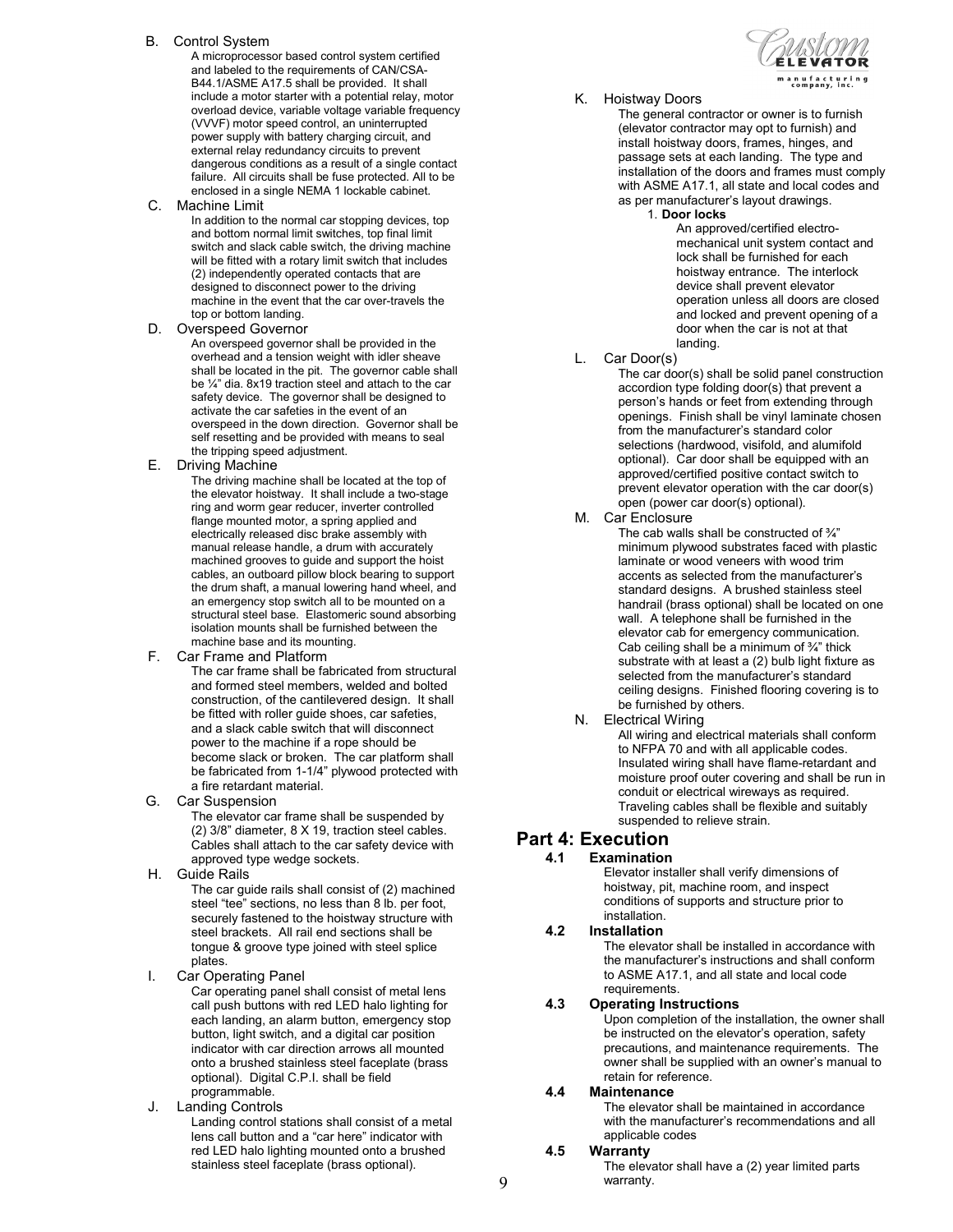B. Control System

A microprocessor based control system certified and labeled to the requirements of CAN/CSA-B44.1/ASME A17.5 shall be provided. It shall include a motor starter with a potential relay, motor overload device, variable voltage variable frequency (VVVF) motor speed control, an uninterrupted power supply with battery charging circuit, and external relay redundancy circuits to prevent dangerous conditions as a result of a single contact failure. All circuits shall be fuse protected. All to be enclosed in a single NEMA 1 lockable cabinet.

C. Machine Limit

In addition to the normal car stopping devices, top and bottom normal limit switches, top final limit switch and slack cable switch, the driving machine will be fitted with a rotary limit switch that includes (2) independently operated contacts that are designed to disconnect power to the driving machine in the event that the car over-travels the top or bottom landing.

D. Overspeed Governor

An overspeed governor shall be provided in the overhead and a tension weight with idler sheave shall be located in the pit. The governor cable shall be ¼" dia. 8x19 traction steel and attach to the car safety device. The governor shall be designed to activate the car safeties in the event of an overspeed in the down direction. Governor shall be self resetting and be provided with means to seal the tripping speed adjustment.

E. Driving Machine

The driving machine shall be located at the top of the elevator hoistway. It shall include a two-stage ring and worm gear reducer, inverter controlled flange mounted motor, a spring applied and electrically released disc brake assembly with manual release handle, a drum with accurately machined grooves to guide and support the hoist cables, an outboard pillow block bearing to support the drum shaft, a manual lowering hand wheel, and an emergency stop switch all to be mounted on a structural steel base. Elastomeric sound absorbing isolation mounts shall be furnished between the machine base and its mounting.

F. Car Frame and Platform

The car frame shall be fabricated from structural and formed steel members, welded and bolted construction, of the cantilevered design. It shall be fitted with roller guide shoes, car safeties, and a slack cable switch that will disconnect power to the machine if a rope should be become slack or broken. The car platform shall be fabricated from 1-1/4" plywood protected with a fire retardant material.

G. Car Suspension

The elevator car frame shall be suspended by (2) 3/8" diameter, 8 X 19, traction steel cables. Cables shall attach to the car safety device with approved type wedge sockets.

H. Guide Rails

The car guide rails shall consist of (2) machined steel "tee" sections, no less than 8 lb. per foot, securely fastened to the hoistway structure with steel brackets. All rail end sections shall be tongue & groove type joined with steel splice plates.

I. Car Operating Panel

Car operating panel shall consist of metal lens call push buttons with red LED halo lighting for each landing, an alarm button, emergency stop button, light switch, and a digital car position indicator with car direction arrows all mounted onto a brushed stainless steel faceplate (brass optional). Digital C.P.I. shall be field programmable.

J. Landing Controls

Landing control stations shall consist of a metal lens call button and a "car here" indicator with red LED halo lighting mounted onto a brushed stainless steel faceplate (brass optional).

K. Hoistway Doors

The general contractor or owner is to furnish (elevator contractor may opt to furnish) and install hoistway doors, frames, hinges, and passage sets at each landing. The type and installation of the doors and frames must comply with ASME A17.1, all state and local codes and as per manufacturer's layout drawings.

1. **Door locks**

   An approved/certified electro-mechanical unit system contact and lock shall be furnished for each hoistway entrance. The interlock device shall prevent elevator operation unless all doors are closed and locked and prevent opening of a door when the car is not at that landing.

L. Car Door(s)

The car door(s) shall be solid panel construction accordion type folding door(s) that prevent a person's hands or feet from extending through openings. Finish shall be vinyl laminate chosen from the manufacturer's standard color selections (hardwood, visifold, and alumifold optional). Car door shall be equipped with an approved/certified positive contact switch to prevent elevator operation with the car door(s) open (power car door(s) optional).

M. Car Enclosure

The cab walls shall be constructed of ¾" minimum plywood substrates faced with plastic laminate or wood veneers with wood trim accents as selected from the manufacturer's standard designs. A brushed stainless steel handrail (brass optional) shall be located on one wall. A telephone shall be furnished in the elevator cab for emergency communication. Cab ceiling shall be a minimum of ¾" thick substrate with at least a (2) bulb light fixture as selected from the manufacturer's standard ceiling designs. Finished flooring covering is to be furnished by others.

N. Electrical Wiring

All wiring and electrical materials shall conform to NFPA 70 and with all applicable codes. Insulated wiring shall have flame-retardant and moisture proof outer covering and shall be run in conduit or electrical wireways as required. Traveling cables shall be flexible and suitably suspended to relieve strain.

# Part 4: Execution

### 4.1 Examination

Elevator installer shall verify dimensions of hoistway, pit, machine room, and inspect conditions of supports and structure prior to installation.

### 4.2 Installation

The elevator shall be installed in accordance with the manufacturer's instructions and shall conform to ASME A17.1, and all state and local code requirements.

### 4.3 Operating Instructions

Upon completion of the installation, the owner shall be instructed on the elevator's operation, safety precautions, and maintenance requirements. The owner shall be supplied with an owner's manual to retain for reference.

### 4.4 Maintenance

The elevator shall be maintained in accordance with the manufacturer's recommendations and all applicable codes

### 4.5 Warranty

The elevator shall have a (2) year limited parts warranty.